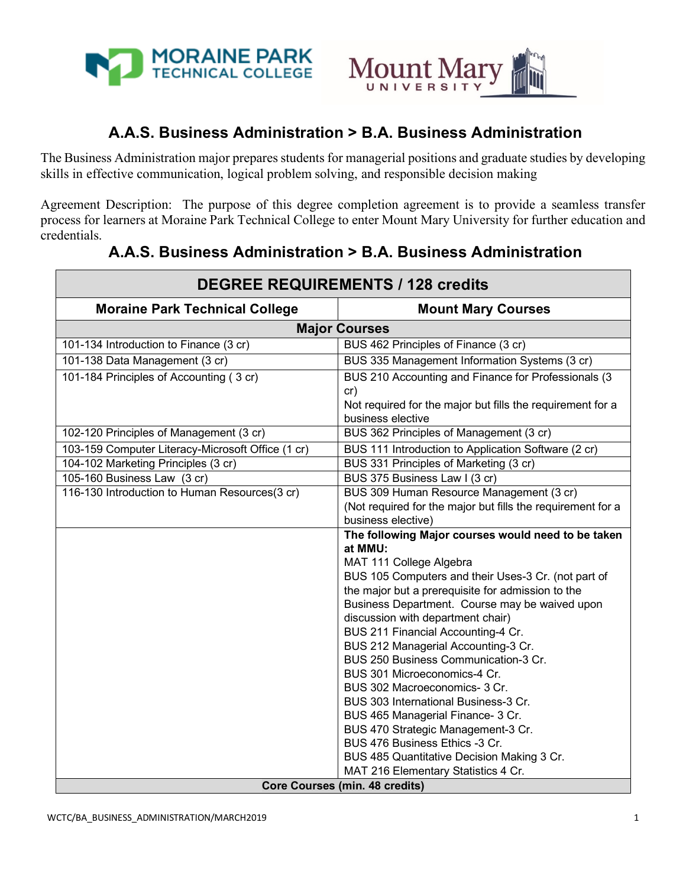# A.A.S. Business Administration > B.A. Business Administration

The Business Administration major prepares students for managerial positions and graduate studies by developing skills in effective communication, logical problem solving, and responsible decision making

Agreement Description: The purpose of this degree completion agreement is to provide a seamless transfer process for learners at Moraine Park Technical College to enter Mount Mary University for further education and credentials.

## A.A.S. Business Administration > B.A. Business Administration

| DEGREE REQUIREMENTS / 128 credits | |
|---|---|
| **Moraine Park Technical College** | **Mount Mary Courses** |
| **Major Courses** | |
| 101-134 Introduction to Finance (3 cr) | BUS 462 Principles of Finance (3 cr) |
| 101-138 Data Management (3 cr) | BUS 335 Management Information Systems (3 cr) |
| 101-184 Principles of Accounting ( 3 cr) | BUS 210 Accounting and Finance for Professionals (3 cr)<br>Not required for the major but fills the requirement for a business elective |
| 102-120 Principles of Management (3 cr) | BUS 362 Principles of Management (3 cr) |
| 103-159 Computer Literacy-Microsoft Office (1 cr) | BUS 111 Introduction to Application Software (2 cr) |
| 104-102 Marketing Principles (3 cr) | BUS 331 Principles of Marketing (3 cr) |
| 105-160 Business Law (3 cr) | BUS 375 Business Law I (3 cr) |
| 116-130 Introduction to Human Resources(3 cr) | BUS 309 Human Resource Management (3 cr)<br>(Not required for the major but fills the requirement for a business elective) |
| | **The following Major courses would need to be taken at MMU:**<br>MAT 111 College Algebra<br>BUS 105 Computers and their Uses-3 Cr. (not part of the major but a prerequisite for admission to the Business Department. Course may be waived upon discussion with department chair)<br>BUS 211 Financial Accounting-4 Cr.<br>BUS 212 Managerial Accounting-3 Cr.<br>BUS 250 Business Communication-3 Cr.<br>BUS 301 Microeconomics-4 Cr.<br>BUS 302 Macroeconomics- 3 Cr.<br>BUS 303 International Business-3 Cr.<br>BUS 465 Managerial Finance- 3 Cr.<br>BUS 470 Strategic Management-3 Cr.<br>BUS 476 Business Ethics -3 Cr.<br>BUS 485 Quantitative Decision Making 3 Cr.<br>MAT 216 Elementary Statistics 4 Cr. |
| **Core Courses (min. 48 credits)** | |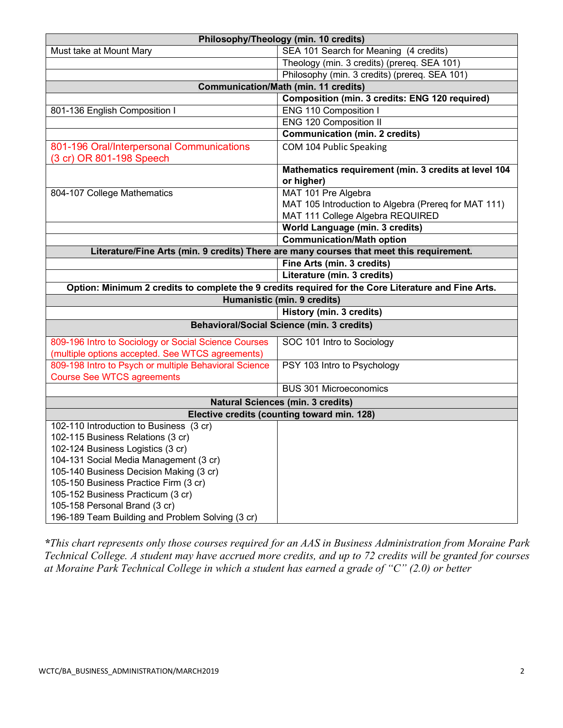| Philosophy/Theology (min. 10 credits) | |
|---|---|
| Must take at Mount Mary | SEA 101 Search for Meaning (4 credits) |
| | Theology (min. 3 credits) (prereq. SEA 101) |
| | Philosophy (min. 3 credits) (prereq. SEA 101) |
| **Communication/Math (min. 11 credits)** | |
| | **Composition (min. 3 credits: ENG 120 required)** |
| 801-136 English Composition I | ENG 110 Composition I |
| | ENG 120 Composition II |
| | **Communication (min. 2 credits)** |
| 801-196 Oral/Interpersonal Communications (3 cr) OR 801-198 Speech | COM 104 Public Speaking |
| | **Mathematics requirement (min. 3 credits at level 104 or higher)** |
| 804-107 College Mathematics | MAT 101 Pre Algebra<br>MAT 105 Introduction to Algebra (Prereq for MAT 111)<br>MAT 111 College Algebra REQUIRED |
| | **World Language (min. 3 credits)** |
| | **Communication/Math option** |
| **Literature/Fine Arts (min. 9 credits) There are many courses that meet this requirement.** | |
| | **Fine Arts (min. 3 credits)** |
| | **Literature (min. 3 credits)** |
| **Option: Minimum 2 credits to complete the 9 credits required for the Core Literature and Fine Arts.** | |
| **Humanistic (min. 9 credits)** | |
| | **History (min. 3 credits)** |
| **Behavioral/Social Science (min. 3 credits)** | |
| 809-196 Intro to Sociology or Social Science Courses (multiple options accepted. See WTCS agreements) | SOC 101 Intro to Sociology |
| 809-198 Intro to Psych or multiple Behavioral Science Course See WTCS agreements | PSY 103 Intro to Psychology |
| | BUS 301 Microeconomics |
| **Natural Sciences (min. 3 credits)** | |
| **Elective credits (counting toward min. 128)** | |
| 102-110 Introduction to Business (3 cr)<br>102-115 Business Relations (3 cr)<br>102-124 Business Logistics (3 cr)<br>104-131 Social Media Management (3 cr)<br>105-140 Business Decision Making (3 cr)<br>105-150 Business Practice Firm (3 cr)<br>105-152 Business Practicum (3 cr)<br>105-158 Personal Brand (3 cr)<br>196-189 Team Building and Problem Solving (3 cr) | |

**This chart represents only those courses required for an AAS in Business Administration from Moraine Park Technical College. A student may have accrued more credits, and up to 72 credits will be granted for courses at Moraine Park Technical College in which a student has earned a grade of "C" (2.0) or better*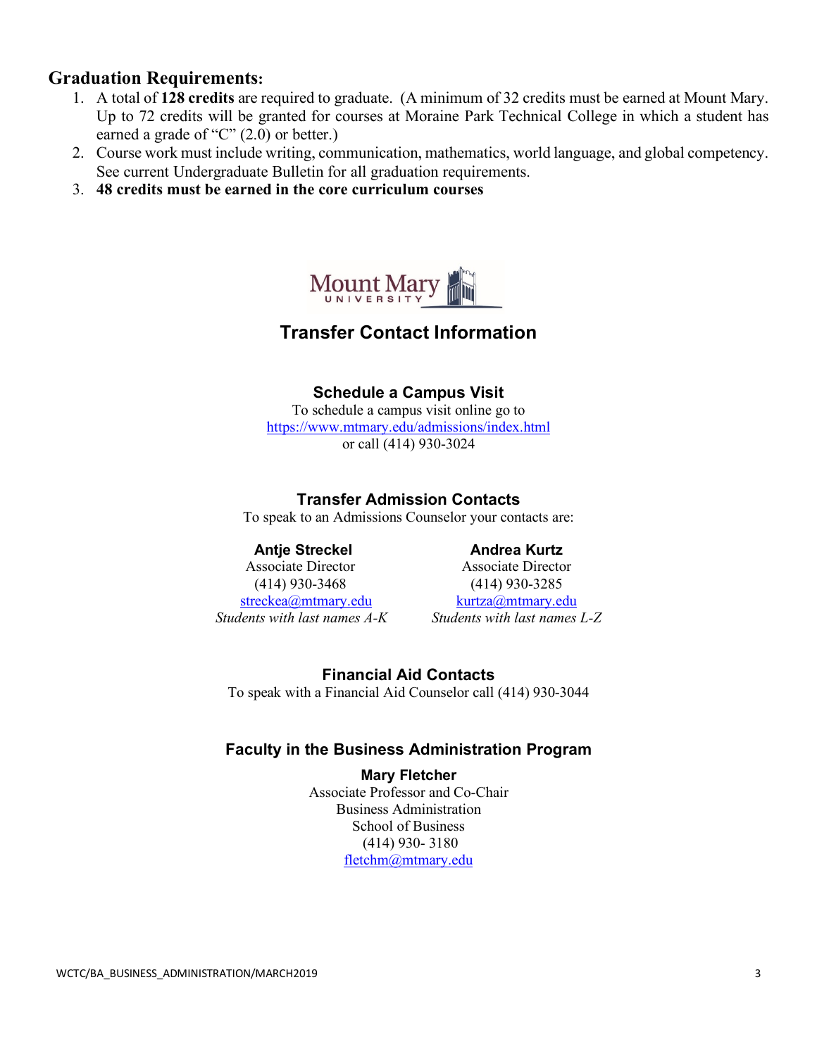## Graduation Requirements:

1. A total of **128 credits** are required to graduate. (A minimum of 32 credits must be earned at Mount Mary. Up to 72 credits will be granted for courses at Moraine Park Technical College in which a student has earned a grade of "C" (2.0) or better.)
2. Course work must include writing, communication, mathematics, world language, and global competency. See current Undergraduate Bulletin for all graduation requirements.
3. **48 credits must be earned in the core curriculum courses**

Mount Mary UNIVERSITY

## Transfer Contact Information

### Schedule a Campus Visit

To schedule a campus visit online go to
https://www.mtmary.edu/admissions/index.html
or call (414) 930-3024

### Transfer Admission Contacts

To speak to an Admissions Counselor your contacts are:

**Antje Streckel**
Associate Director
(414) 930-3468
streckea@mtmary.edu
*Students with last names A-K*

**Andrea Kurtz**
Associate Director
(414) 930-3285
kurtza@mtmary.edu
*Students with last names L-Z*

### Financial Aid Contacts

To speak with a Financial Aid Counselor call (414) 930-3044

### Faculty in the Business Administration Program

**Mary Fletcher**
Associate Professor and Co-Chair
Business Administration
School of Business
(414) 930- 3180
fletchm@mtmary.edu